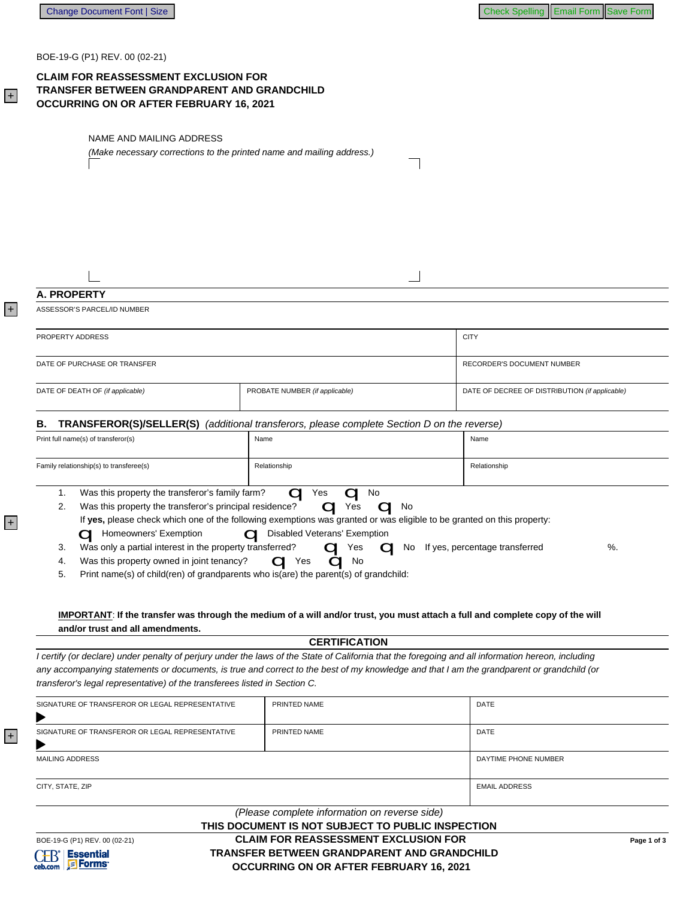BOE-19-G (P1) REV. 00 (02-21)

# CLAIM FOR REASSESSMENT EXCLUSION FOR TRANSFER BETWEEN GRANDPARENT AND GRANDCHILD OCCURRING ON OR AFTER FEBRUARY 16, 2021

NAME AND MAILING ADDRESS

*(Make necessary corrections to the printed name and mailing address.)*

## A. PROPERTY

| ASSESSOR'S PARCEL/ID NUMBER | | |
|---|---|---|
| PROPERTY ADDRESS | | CITY |
| DATE OF PURCHASE OR TRANSFER | | RECORDER'S DOCUMENT NUMBER |
| DATE OF DEATH OF *(if applicable)* | PROBATE NUMBER *(if applicable)* | DATE OF DECREE OF DISTRIBUTION *(if applicable)* |

## B. TRANSFEROR(S)/SELLER(S) *(additional transferors, please complete Section D on the reverse)*

| Print full name(s) of transferor(s) | Name | Name |
|---|---|---|
| Family relationship(s) to transferee(s) | Relationship | Relationship |

1. Was this property the transferor's family farm? ☐ Yes ☐ No
2. Was this property the transferor's principal residence? ☐ Yes ☐ No
   If **yes,** please check which one of the following exemptions was granted or was eligible to be granted on this property:
   ☐ Homeowners' Exemption ☐ Disabled Veterans' Exemption
3. Was only a partial interest in the property transferred? ☐ Yes ☐ No If yes, percentage transferred %.
4. Was this property owned in joint tenancy? ☐ Yes ☐ No
5. Print name(s) of child(ren) of grandparents who is(are) the parent(s) of grandchild:

**IMPORTANT: If the transfer was through the medium of a will and/or trust, you must attach a full and complete copy of the will and/or trust and all amendments.**

### CERTIFICATION

*I certify (or declare) under penalty of perjury under the laws of the State of California that the foregoing and all information hereon, including any accompanying statements or documents, is true and correct to the best of my knowledge and that I am the grandparent or grandchild (or transferor's legal representative) of the transferees listed in Section C.*

| SIGNATURE OF TRANSFEROR OR LEGAL REPRESENTATIVE | PRINTED NAME | DATE |
|---|---|---|
| SIGNATURE OF TRANSFEROR OR LEGAL REPRESENTATIVE | PRINTED NAME | DATE |
| MAILING ADDRESS | | DAYTIME PHONE NUMBER |
| CITY, STATE, ZIP | | EMAIL ADDRESS |

*(Please complete information on reverse side)*

**THIS DOCUMENT IS NOT SUBJECT TO PUBLIC INSPECTION**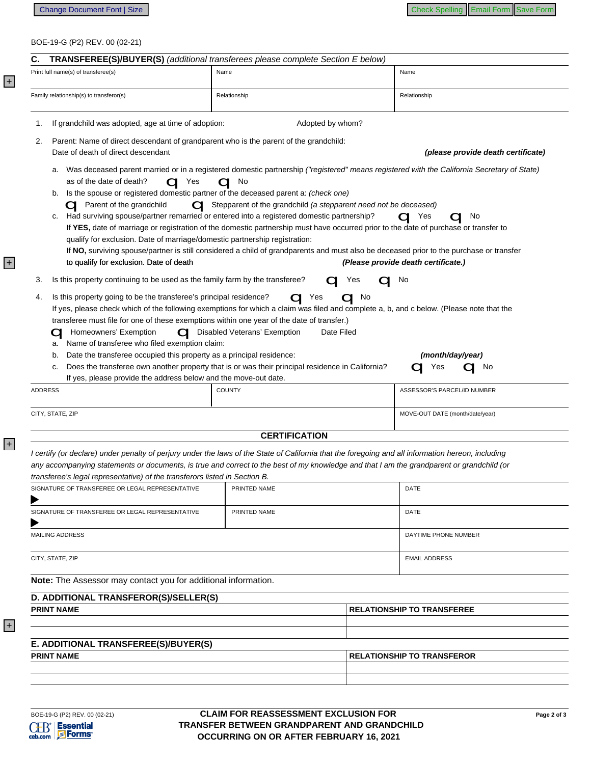BOE-19-G (P2) REV. 00 (02-21)

## C. TRANSFEREE(S)/BUYER(S) *(additional transferees please complete Section E below)*

| Print full name(s) of transferee(s) | Name | Name |
|---|---|---|
| Family relationship(s) to transferor(s) | Relationship | Relationship |

1. If grandchild was adopted, age at time of adoption: Adopted by whom?

2. Parent: Name of direct descendant of grandparent who is the parent of the grandchild:
   Date of death of direct descendant ***(please provide death certificate)***

   a. Was deceased parent married or in a registered domestic partnership *("registered" means registered with the California Secretary of State)* as of the date of death? ☐ Yes ☐ No

   b. Is the spouse or registered domestic partner of the deceased parent a: *(check one)*
   ☐ Parent of the grandchild ☐ Stepparent of the grandchild *(a stepparent need not be deceased)*

   c. Had surviving spouse/partner remarried or entered into a registered domestic partnership? ☐ Yes ☐ No
   If **YES,** date of marriage or registration of the domestic partnership must have occurred prior to the date of purchase or transfer to qualify for exclusion. Date of marriage/domestic partnership registration:
   If **NO,** surviving spouse/partner is still considered a child of grandparents and must also be deceased prior to the purchase or transfer to qualify for exclusion. Date of death ***(Please provide death certificate.)***

3. Is this property continuing to be used as the family farm by the transferee? ☐ Yes ☐ No

4. Is this property going to be the transferee's principal residence? ☐ Yes ☐ No
   If yes, please check which of the following exemptions for which a claim was filed and complete a, b, and c below. (Please note that the transferee must file for one of these exemptions within one year of the date of transfer.)
   ☐ Homeowners' Exemption ☐ Disabled Veterans' Exemption Date Filed

   a. Name of transferee who filed exemption claim:

   b. Date the transferee occupied this property as a principal residence: ***(month/day/year)***

   c. Does the transferee own another property that is or was their principal residence in California? ☐ Yes ☐ No
   If yes, please provide the address below and the move-out date.

| ADDRESS | COUNTY | ASSESSOR'S PARCEL/ID NUMBER |
|---|---|---|
| CITY, STATE, ZIP | | MOVE-OUT DATE (month/date/year) |

## CERTIFICATION

*I certify (or declare) under penalty of perjury under the laws of the State of California that the foregoing and all information hereon, including any accompanying statements or documents, is true and correct to the best of my knowledge and that I am the grandparent or grandchild (or transferee's legal representative) of the transferors listed in Section B.*

| SIGNATURE OF TRANSFEREE OR LEGAL REPRESENTATIVE | PRINTED NAME | DATE |
|---|---|---|
| SIGNATURE OF TRANSFEREE OR LEGAL REPRESENTATIVE | PRINTED NAME | DATE |
| MAILING ADDRESS | | DAYTIME PHONE NUMBER |
| CITY, STATE, ZIP | | EMAIL ADDRESS |

**Note:** The Assessor may contact you for additional information.

## D. ADDITIONAL TRANSFEROR(S)/SELLER(S)

| PRINT NAME | RELATIONSHIP TO TRANSFEREE |
|---|---|
| | |
| | |

## E. ADDITIONAL TRANSFEREE(S)/BUYER(S)

| PRINT NAME | RELATIONSHIP TO TRANSFEROR |
|---|---|
| | |
| | |

**CLAIM FOR REASSESSMENT EXCLUSION FOR TRANSFER BETWEEN GRANDPARENT AND GRANDCHILD OCCURRING ON OR AFTER FEBRUARY 16, 2021**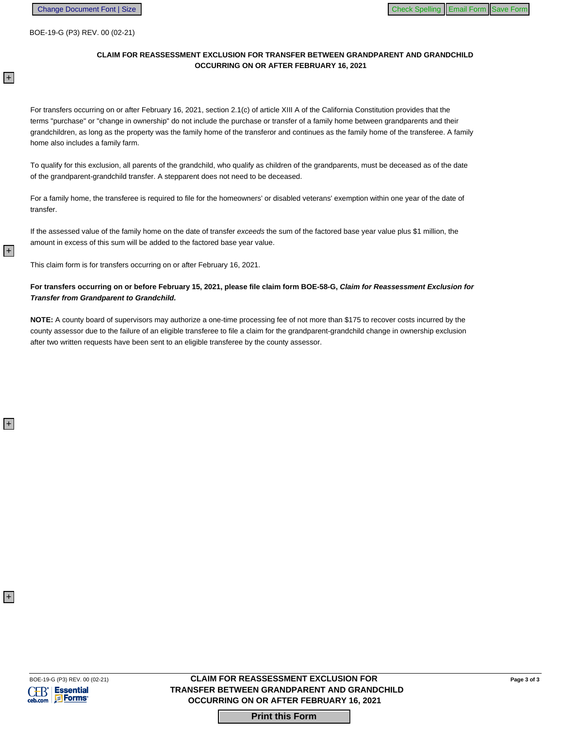## CLAIM FOR REASSESSMENT EXCLUSION FOR TRANSFER BETWEEN GRANDPARENT AND GRANDCHILD OCCURRING ON OR AFTER FEBRUARY 16, 2021

For transfers occurring on or after February 16, 2021, section 2.1(c) of article XIII A of the California Constitution provides that the terms "purchase" or "change in ownership" do not include the purchase or transfer of a family home between grandparents and their grandchildren, as long as the property was the family home of the transferor and continues as the family home of the transferee. A family home also includes a family farm.

To qualify for this exclusion, all parents of the grandchild, who qualify as children of the grandparents, must be deceased as of the date of the grandparent-grandchild transfer. A stepparent does not need to be deceased.

For a family home, the transferee is required to file for the homeowners' or disabled veterans' exemption within one year of the date of transfer.

If the assessed value of the family home on the date of transfer *exceeds* the sum of the factored base year value plus $1 million, the amount in excess of this sum will be added to the factored base year value.

This claim form is for transfers occurring on or after February 16, 2021.

**For transfers occurring on or before February 15, 2021, please file claim form BOE-58-G, *Claim for Reassessment Exclusion for Transfer from Grandparent to Grandchild.***

**NOTE:** A county board of supervisors may authorize a one-time processing fee of not more than $175 to recover costs incurred by the county assessor due to the failure of an eligible transferee to file a claim for the grandparent-grandchild change in ownership exclusion after two written requests have been sent to an eligible transferee by the county assessor.